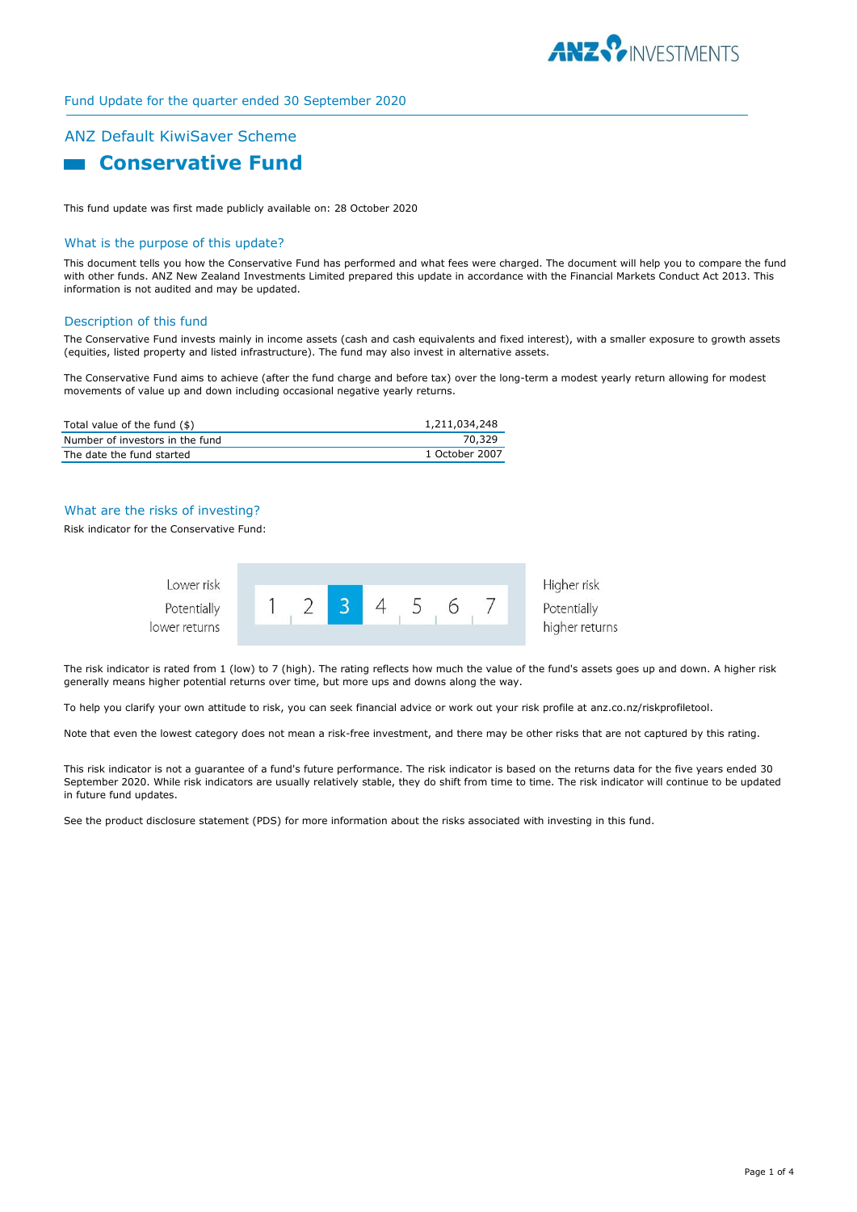Fund Update for the quarter ended 30 September 2020

## ANZ Default KiwiSaver Scheme

# Conservative Fund

This fund update was first made publicly available on: 28 October 2020

## What is the purpose of this update?

This document tells you how the Conservative Fund has performed and what fees were charged. The document will help you to compare the fund with other funds. ANZ New Zealand Investments Limited prepared this update in accordance with the Financial Markets Conduct Act 2013. This information is not audited and may be updated.

## Description of this fund

The Conservative Fund invests mainly in income assets (cash and cash equivalents and fixed interest), with a smaller exposure to growth assets (equities, listed property and listed infrastructure). The fund may also invest in alternative assets.

The Conservative Fund aims to achieve (after the fund charge and before tax) over the long-term a modest yearly return allowing for modest movements of value up and down including occasional negative yearly returns.

| | |
|---|---|
| Total value of the fund ($) | 1,211,034,248 |
| Number of investors in the fund | 70,329 |
| The date the fund started | 1 October 2007 |

## What are the risks of investing?

Risk indicator for the Conservative Fund:

| Lower risk<br>Potentially lower returns | 1 | 2 | **3** | 4 | 5 | 6 | 7 | Higher risk<br>Potentially higher returns |
|---|---|---|---|---|---|---|---|---|

The risk indicator is rated from 1 (low) to 7 (high). The rating reflects how much the value of the fund's assets goes up and down. A higher risk generally means higher potential returns over time, but more ups and downs along the way.

To help you clarify your own attitude to risk, you can seek financial advice or work out your risk profile at anz.co.nz/riskprofiletool.

Note that even the lowest category does not mean a risk-free investment, and there may be other risks that are not captured by this rating.

This risk indicator is not a guarantee of a fund's future performance. The risk indicator is based on the returns data for the five years ended 30 September 2020. While risk indicators are usually relatively stable, they do shift from time to time. The risk indicator will continue to be updated in future fund updates.

See the product disclosure statement (PDS) for more information about the risks associated with investing in this fund.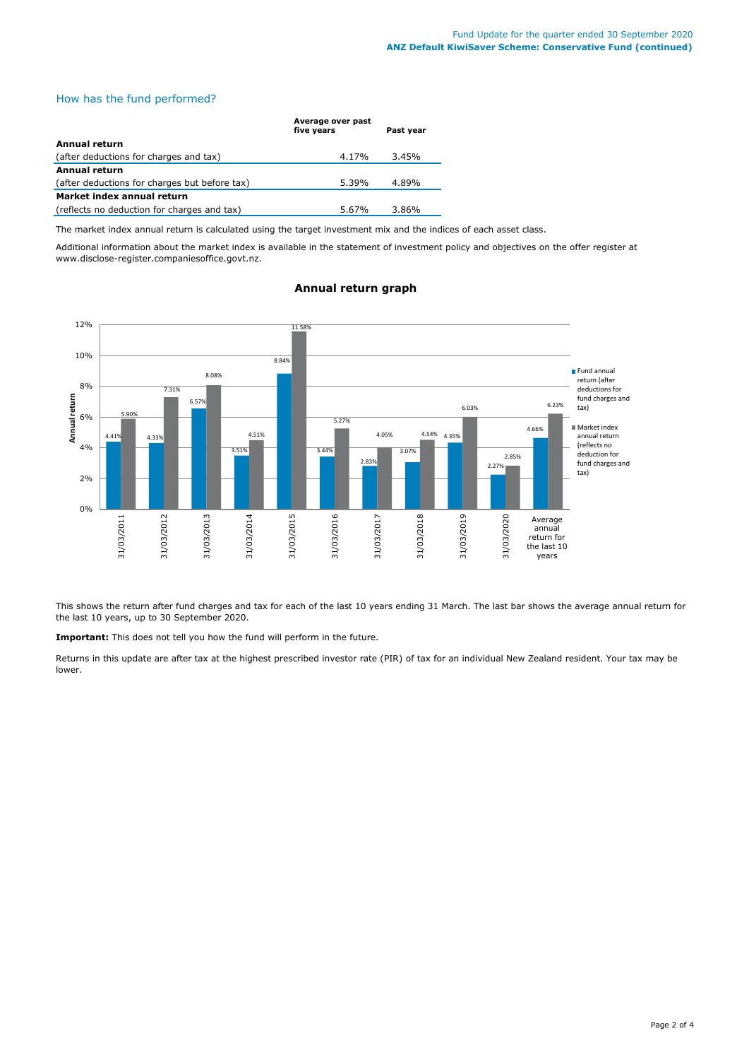## How has the fund performed?

| | Average over past five years | Past year |
|---|---|---|
| **Annual return** | | |
| (after deductions for charges and tax) | 4.17% | 3.45% |
| **Annual return** | | |
| (after deductions for charges but before tax) | 5.39% | 4.89% |
| **Market index annual return** | | |
| (reflects no deduction for charges and tax) | 5.67% | 3.86% |

The market index annual return is calculated using the target investment mix and the indices of each asset class.

Additional information about the market index is available in the statement of investment policy and objectives on the offer register at www.disclose-register.companiesoffice.govt.nz.

### Annual return graph

| | Fund annual return (after deductions for fund charges and tax) | Market index annual return (reflects no deduction for fund charges and tax) |
|---|---|---|
| 31/03/2011 | 4.41% | 5.90% |
| 31/03/2012 | 4.33% | 7.31% |
| 31/03/2013 | 6.57% | 8.08% |
| 31/03/2014 | 3.51% | 4.51% |
| 31/03/2015 | 8.84% | 11.58% |
| 31/03/2016 | 3.44% | 5.27% |
| 31/03/2017 | 2.83% | 4.05% |
| 31/03/2018 | 3.07% | 4.54% |
| 31/03/2019 | 4.35% | 6.03% |
| 31/03/2020 | 2.27% | 2.85% |
| Average annual return for the last 10 years | 4.66% | 6.23% |

This shows the return after fund charges and tax for each of the last 10 years ending 31 March. The last bar shows the average annual return for the last 10 years, up to 30 September 2020.

**Important:** This does not tell you how the fund will perform in the future.

Returns in this update are after tax at the highest prescribed investor rate (PIR) of tax for an individual New Zealand resident. Your tax may be lower.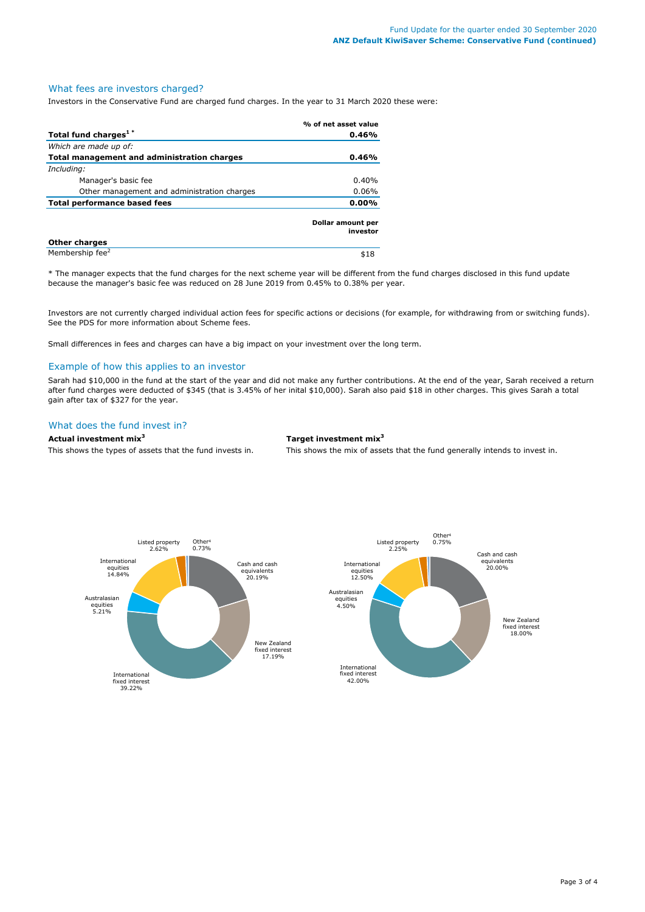## What fees are investors charged?

Investors in the Conservative Fund are charged fund charges. In the year to 31 March 2020 these were:

| | % of net asset value |
|---|---|
| **Total fund charges[1] *** | **0.46%** |
| *Which are made up of:* | |
| **Total management and administration charges** | **0.46%** |
| *Including:* | |
| Manager's basic fee | 0.40% |
| Other management and administration charges | 0.06% |
| **Total performance based fees** | **0.00%** |
| | **Dollar amount per investor** |
| **Other charges** | |
| Membership fee[2] | $18 |

* The manager expects that the fund charges for the next scheme year will be different from the fund charges disclosed in this fund update because the manager's basic fee was reduced on 28 June 2019 from 0.45% to 0.38% per year.

Investors are not currently charged individual action fees for specific actions or decisions (for example, for withdrawing from or switching funds). See the PDS for more information about Scheme fees.

Small differences in fees and charges can have a big impact on your investment over the long term.

## Example of how this applies to an investor

Sarah had $10,000 in the fund at the start of the year and did not make any further contributions. At the end of the year, Sarah received a return after fund charges were deducted of $345 (that is 3.45% of her inital $10,000). Sarah also paid $18 in other charges. This gives Sarah a total gain after tax of $327 for the year.

## What does the fund invest in?

**Actual investment mix[3]**

This shows the types of assets that the fund invests in.

| Asset | % |
|---|---|
| Cash and cash equivalents | 20.19% |
| New Zealand fixed interest | 17.19% |
| International fixed interest | 39.22% |
| Australasian equities | 5.21% |
| International equities | 14.84% |
| Listed property | 2.62% |
| Other[4] | 0.73% |

**Target investment mix[3]**

This shows the mix of assets that the fund generally intends to invest in.

| Asset | % |
|---|---|
| Cash and cash equivalents | 20.00% |
| New Zealand fixed interest | 18.00% |
| International fixed interest | 42.00% |
| Australasian equities | 4.50% |
| International equities | 12.50% |
| Listed property | 2.25% |
| Other[4] | 0.75% |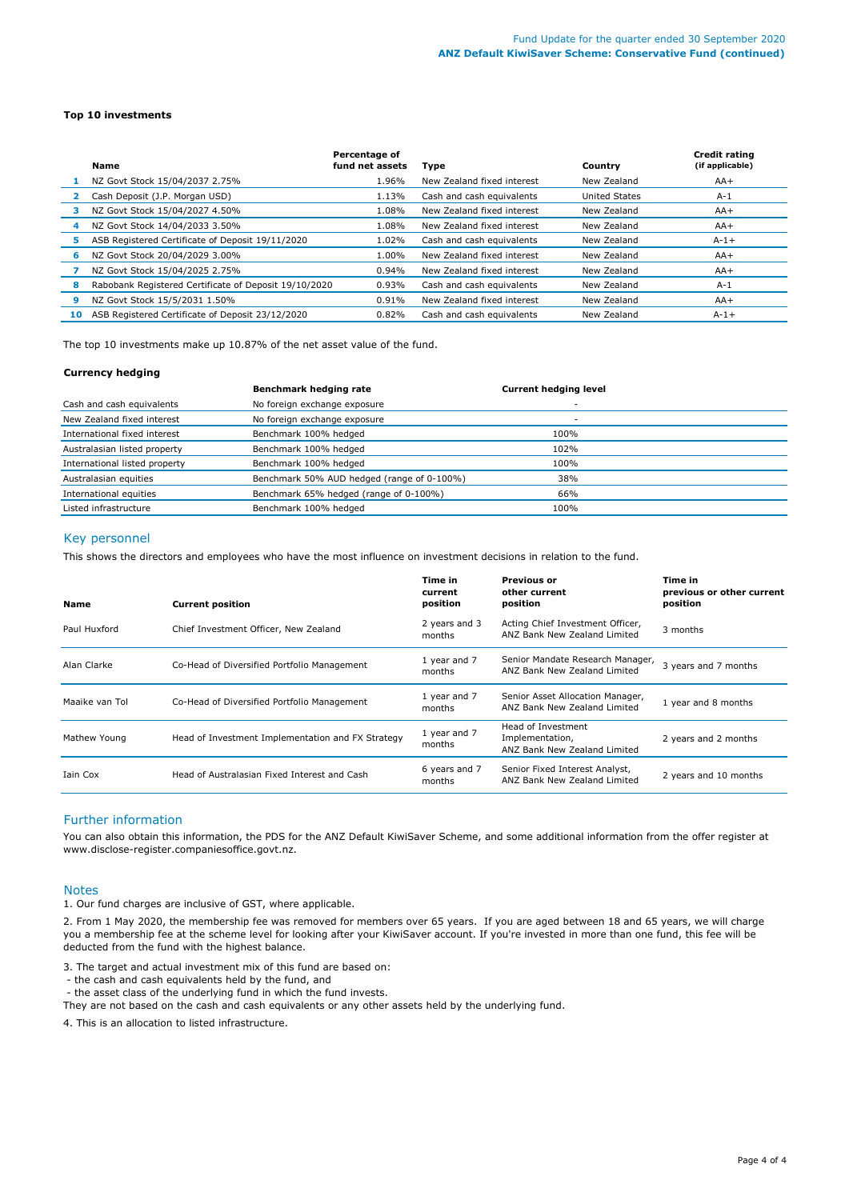### Top 10 investments

| | Name | Percentage of fund net assets | Type | Country | Credit rating (if applicable) |
|---|---|---|---|---|---|
| 1 | NZ Govt Stock 15/04/2037 2.75% | 1.96% | New Zealand fixed interest | New Zealand | AA+ |
| 2 | Cash Deposit (J.P. Morgan USD) | 1.13% | Cash and cash equivalents | United States | A-1 |
| 3 | NZ Govt Stock 15/04/2027 4.50% | 1.08% | New Zealand fixed interest | New Zealand | AA+ |
| 4 | NZ Govt Stock 14/04/2033 3.50% | 1.08% | New Zealand fixed interest | New Zealand | AA+ |
| 5 | ASB Registered Certificate of Deposit 19/11/2020 | 1.02% | Cash and cash equivalents | New Zealand | A-1+ |
| 6 | NZ Govt Stock 20/04/2029 3.00% | 1.00% | New Zealand fixed interest | New Zealand | AA+ |
| 7 | NZ Govt Stock 15/04/2025 2.75% | 0.94% | New Zealand fixed interest | New Zealand | AA+ |
| 8 | Rabobank Registered Certificate of Deposit 19/10/2020 | 0.93% | Cash and cash equivalents | New Zealand | A-1 |
| 9 | NZ Govt Stock 15/5/2031 1.50% | 0.91% | New Zealand fixed interest | New Zealand | AA+ |
| 10 | ASB Registered Certificate of Deposit 23/12/2020 | 0.82% | Cash and cash equivalents | New Zealand | A-1+ |

The top 10 investments make up 10.87% of the net asset value of the fund.

### Currency hedging

| | Benchmark hedging rate | Current hedging level |
|---|---|---|
| Cash and cash equivalents | No foreign exchange exposure | - |
| New Zealand fixed interest | No foreign exchange exposure | - |
| International fixed interest | Benchmark 100% hedged | 100% |
| Australasian listed property | Benchmark 100% hedged | 102% |
| International listed property | Benchmark 100% hedged | 100% |
| Australasian equities | Benchmark 50% AUD hedged (range of 0-100%) | 38% |
| International equities | Benchmark 65% hedged (range of 0-100%) | 66% |
| Listed infrastructure | Benchmark 100% hedged | 100% |

## Key personnel

This shows the directors and employees who have the most influence on investment decisions in relation to the fund.

| Name | Current position | Time in current position | Previous or other current position | Time in previous or other current position |
|---|---|---|---|---|
| Paul Huxford | Chief Investment Officer, New Zealand | 2 years and 3 months | Acting Chief Investment Officer, ANZ Bank New Zealand Limited | 3 months |
| Alan Clarke | Co-Head of Diversified Portfolio Management | 1 year and 7 months | Senior Mandate Research Manager, ANZ Bank New Zealand Limited | 3 years and 7 months |
| Maaike van Tol | Co-Head of Diversified Portfolio Management | 1 year and 7 months | Senior Asset Allocation Manager, ANZ Bank New Zealand Limited | 1 year and 8 months |
| Mathew Young | Head of Investment Implementation and FX Strategy | 1 year and 7 months | Head of Investment Implementation, ANZ Bank New Zealand Limited | 2 years and 2 months |
| Iain Cox | Head of Australasian Fixed Interest and Cash | 6 years and 7 months | Senior Fixed Interest Analyst, ANZ Bank New Zealand Limited | 2 years and 10 months |

## Further information

You can also obtain this information, the PDS for the ANZ Default KiwiSaver Scheme, and some additional information from the offer register at www.disclose-register.companiesoffice.govt.nz.

## Notes

1. Our fund charges are inclusive of GST, where applicable.

2. From 1 May 2020, the membership fee was removed for members over 65 years. If you are aged between 18 and 65 years, we will charge you a membership fee at the scheme level for looking after your KiwiSaver account. If you're invested in more than one fund, this fee will be deducted from the fund with the highest balance.

3. The target and actual investment mix of this fund are based on:
 - the cash and cash equivalents held by the fund, and
 - the asset class of the underlying fund in which the fund invests.
They are not based on the cash and cash equivalents or any other assets held by the underlying fund.

4. This is an allocation to listed infrastructure.